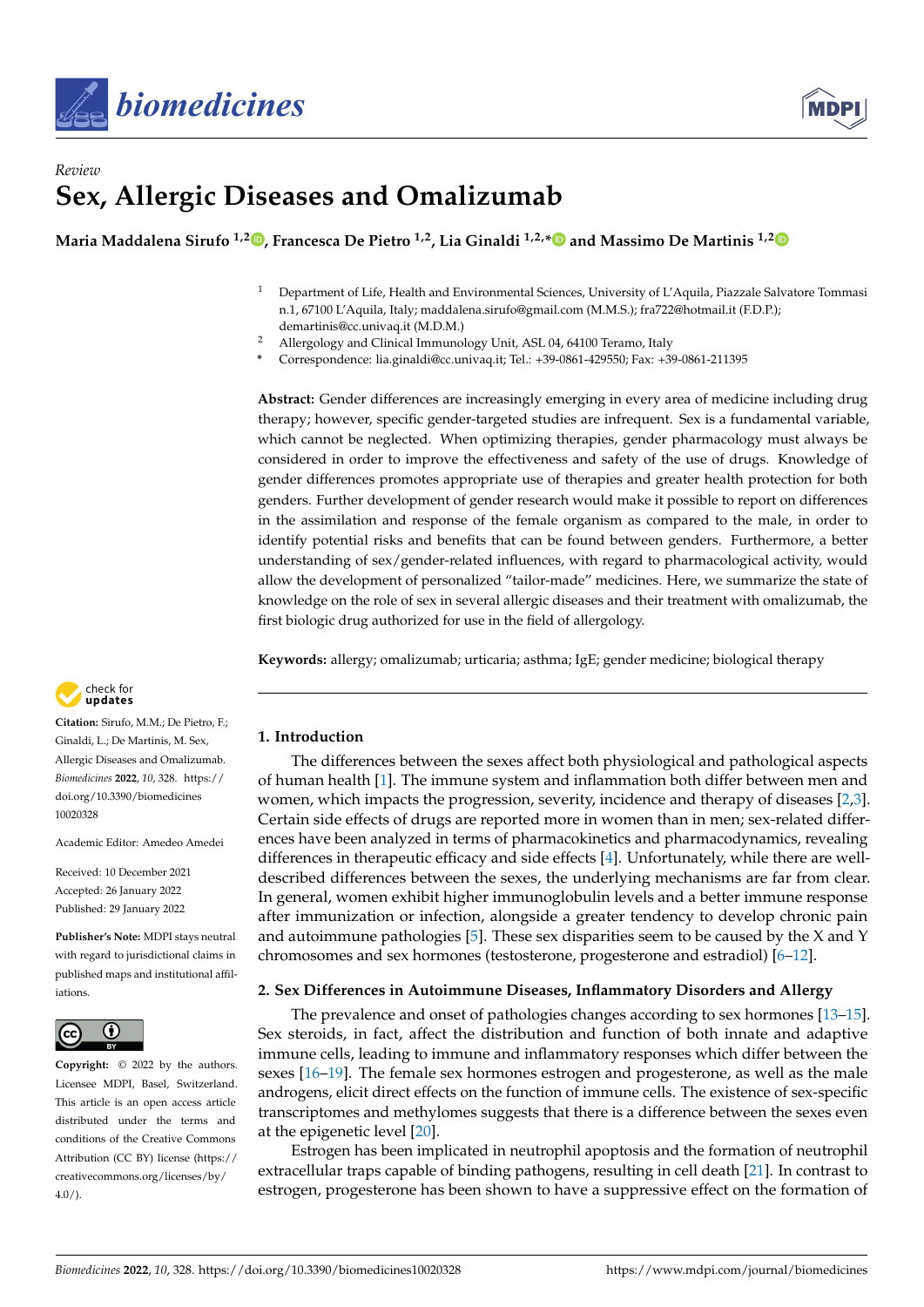*Review*

# Sex, Allergic Diseases and Omalizumab

**Maria Maddalena Sirufo [1,2], Francesca De Pietro [1,2], Lia Ginaldi [1,2,*] and Massimo De Martinis [1,2]**

[1] Department of Life, Health and Environmental Sciences, University of L'Aquila, Piazzale Salvatore Tommasi n.1, 67100 L'Aquila, Italy; maddalena.sirufo@gmail.com (M.M.S.); fra722@hotmail.it (F.D.P.); demartinis@cc.univaq.it (M.D.M.)

[2] Allergology and Clinical Immunology Unit, ASL 04, 64100 Teramo, Italy

[*] Correspondence: lia.ginaldi@cc.univaq.it; Tel.: +39-0861-429550; Fax: +39-0861-211395

**Abstract:** Gender differences are increasingly emerging in every area of medicine including drug therapy; however, specific gender-targeted studies are infrequent. Sex is a fundamental variable, which cannot be neglected. When optimizing therapies, gender pharmacology must always be considered in order to improve the effectiveness and safety of the use of drugs. Knowledge of gender differences promotes appropriate use of therapies and greater health protection for both genders. Further development of gender research would make it possible to report on differences in the assimilation and response of the female organism as compared to the male, in order to identify potential risks and benefits that can be found between genders. Furthermore, a better understanding of sex/gender-related influences, with regard to pharmacological activity, would allow the development of personalized "tailor-made" medicines. Here, we summarize the state of knowledge on the role of sex in several allergic diseases and their treatment with omalizumab, the first biologic drug authorized for use in the field of allergology.

**Keywords:** allergy; omalizumab; urticaria; asthma; IgE; gender medicine; biological therapy

**Citation:** Sirufo, M.M.; De Pietro, F.; Ginaldi, L.; De Martinis, M. Sex, Allergic Diseases and Omalizumab. *Biomedicines* **2022**, *10*, 328. https://doi.org/10.3390/biomedicines10020328

Academic Editor: Amedeo Amedei

Received: 10 December 2021
Accepted: 26 January 2022
Published: 29 January 2022

**Publisher's Note:** MDPI stays neutral with regard to jurisdictional claims in published maps and institutional affiliations.

**Copyright:** © 2022 by the authors. Licensee MDPI, Basel, Switzerland. This article is an open access article distributed under the terms and conditions of the Creative Commons Attribution (CC BY) license (https://creativecommons.org/licenses/by/4.0/).

## 1. Introduction

The differences between the sexes affect both physiological and pathological aspects of human health [1]. The immune system and inflammation both differ between men and women, which impacts the progression, severity, incidence and therapy of diseases [2,3]. Certain side effects of drugs are reported more in women than in men; sex-related differences have been analyzed in terms of pharmacokinetics and pharmacodynamics, revealing differences in therapeutic efficacy and side effects [4]. Unfortunately, while there are well-described differences between the sexes, the underlying mechanisms are far from clear. In general, women exhibit higher immunoglobulin levels and a better immune response after immunization or infection, alongside a greater tendency to develop chronic pain and autoimmune pathologies [5]. These sex disparities seem to be caused by the X and Y chromosomes and sex hormones (testosterone, progesterone and estradiol) [6–12].

## 2. Sex Differences in Autoimmune Diseases, Inflammatory Disorders and Allergy

The prevalence and onset of pathologies changes according to sex hormones [13–15]. Sex steroids, in fact, affect the distribution and function of both innate and adaptive immune cells, leading to immune and inflammatory responses which differ between the sexes [16–19]. The female sex hormones estrogen and progesterone, as well as the male androgens, elicit direct effects on the function of immune cells. The existence of sex-specific transcriptomes and methylomes suggests that there is a difference between the sexes even at the epigenetic level [20].

Estrogen has been implicated in neutrophil apoptosis and the formation of neutrophil extracellular traps capable of binding pathogens, resulting in cell death [21]. In contrast to estrogen, progesterone has been shown to have a suppressive effect on the formation of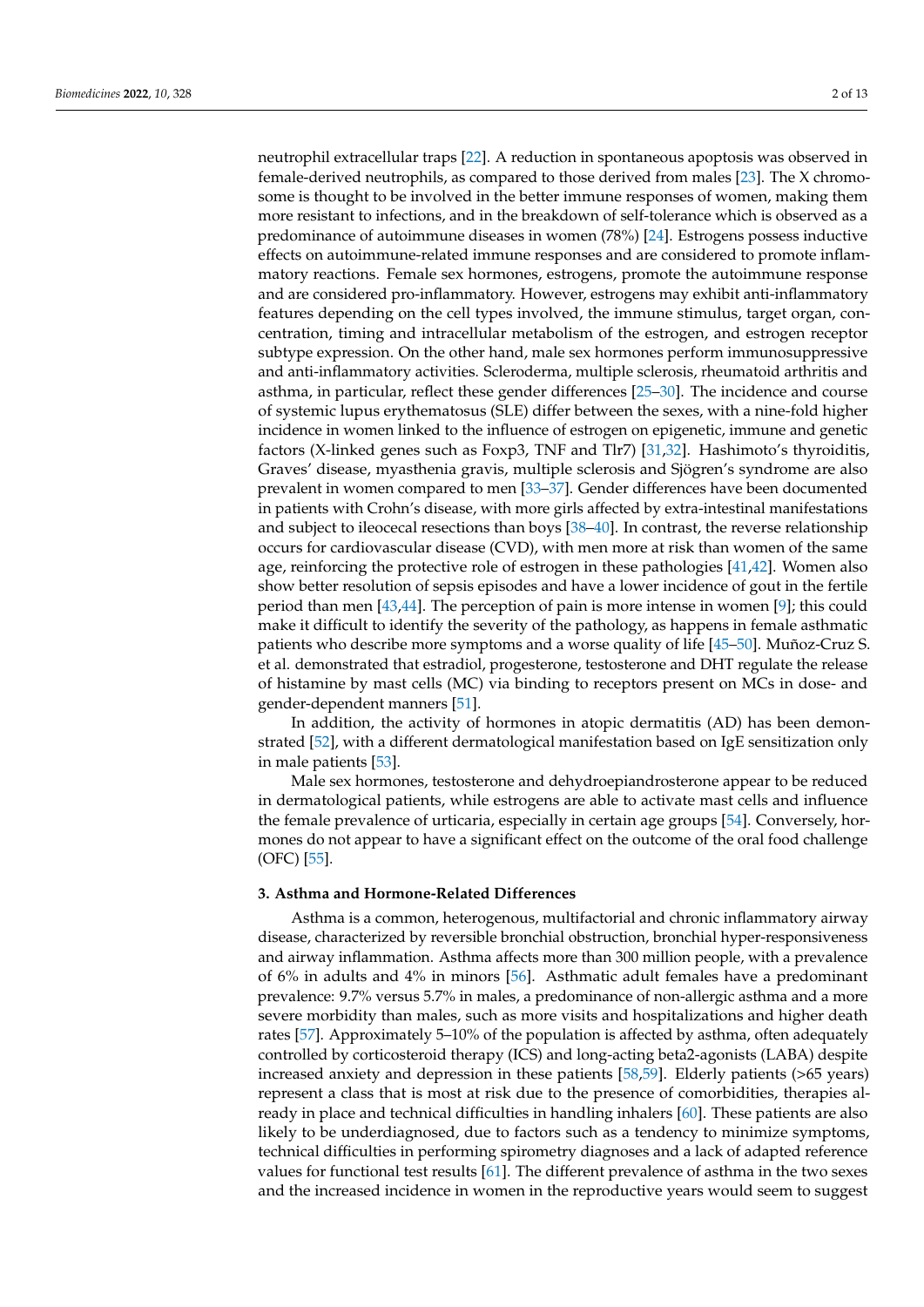neutrophil extracellular traps [22]. A reduction in spontaneous apoptosis was observed in female-derived neutrophils, as compared to those derived from males [23]. The X chromosome is thought to be involved in the better immune responses of women, making them more resistant to infections, and in the breakdown of self-tolerance which is observed as a predominance of autoimmune diseases in women (78%) [24]. Estrogens possess inductive effects on autoimmune-related immune responses and are considered to promote inflammatory reactions. Female sex hormones, estrogens, promote the autoimmune response and are considered pro-inflammatory. However, estrogens may exhibit anti-inflammatory features depending on the cell types involved, the immune stimulus, target organ, concentration, timing and intracellular metabolism of the estrogen, and estrogen receptor subtype expression. On the other hand, male sex hormones perform immunosuppressive and anti-inflammatory activities. Scleroderma, multiple sclerosis, rheumatoid arthritis and asthma, in particular, reflect these gender differences [25–30]. The incidence and course of systemic lupus erythematosus (SLE) differ between the sexes, with a nine-fold higher incidence in women linked to the influence of estrogen on epigenetic, immune and genetic factors (X-linked genes such as Foxp3, TNF and Tlr7) [31,32]. Hashimoto's thyroiditis, Graves' disease, myasthenia gravis, multiple sclerosis and Sjögren's syndrome are also prevalent in women compared to men [33–37]. Gender differences have been documented in patients with Crohn's disease, with more girls affected by extra-intestinal manifestations and subject to ileocecal resections than boys [38–40]. In contrast, the reverse relationship occurs for cardiovascular disease (CVD), with men more at risk than women of the same age, reinforcing the protective role of estrogen in these pathologies [41,42]. Women also show better resolution of sepsis episodes and have a lower incidence of gout in the fertile period than men [43,44]. The perception of pain is more intense in women [9]; this could make it difficult to identify the severity of the pathology, as happens in female asthmatic patients who describe more symptoms and a worse quality of life [45–50]. Muñoz-Cruz S. et al. demonstrated that estradiol, progesterone, testosterone and DHT regulate the release of histamine by mast cells (MC) via binding to receptors present on MCs in dose- and gender-dependent manners [51].

In addition, the activity of hormones in atopic dermatitis (AD) has been demonstrated [52], with a different dermatological manifestation based on IgE sensitization only in male patients [53].

Male sex hormones, testosterone and dehydroepiandrosterone appear to be reduced in dermatological patients, while estrogens are able to activate mast cells and influence the female prevalence of urticaria, especially in certain age groups [54]. Conversely, hormones do not appear to have a significant effect on the outcome of the oral food challenge (OFC) [55].

## 3. Asthma and Hormone-Related Differences

Asthma is a common, heterogenous, multifactorial and chronic inflammatory airway disease, characterized by reversible bronchial obstruction, bronchial hyper-responsiveness and airway inflammation. Asthma affects more than 300 million people, with a prevalence of 6% in adults and 4% in minors [56]. Asthmatic adult females have a predominant prevalence: 9.7% versus 5.7% in males, a predominance of non-allergic asthma and a more severe morbidity than males, such as more visits and hospitalizations and higher death rates [57]. Approximately 5–10% of the population is affected by asthma, often adequately controlled by corticosteroid therapy (ICS) and long-acting beta2-agonists (LABA) despite increased anxiety and depression in these patients [58,59]. Elderly patients (>65 years) represent a class that is most at risk due to the presence of comorbidities, therapies already in place and technical difficulties in handling inhalers [60]. These patients are also likely to be underdiagnosed, due to factors such as a tendency to minimize symptoms, technical difficulties in performing spirometry diagnoses and a lack of adapted reference values for functional test results [61]. The different prevalence of asthma in the two sexes and the increased incidence in women in the reproductive years would seem to suggest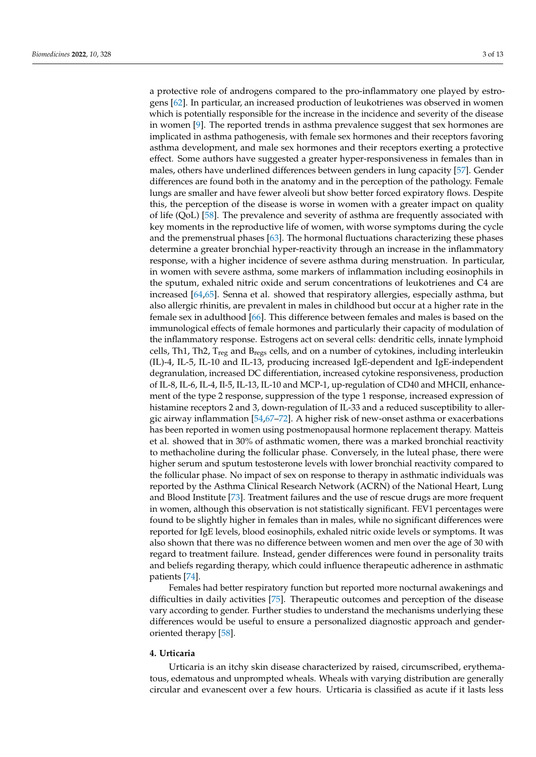a protective role of androgens compared to the pro-inflammatory one played by estrogens [62]. In particular, an increased production of leukotrienes was observed in women which is potentially responsible for the increase in the incidence and severity of the disease in women [9]. The reported trends in asthma prevalence suggest that sex hormones are implicated in asthma pathogenesis, with female sex hormones and their receptors favoring asthma development, and male sex hormones and their receptors exerting a protective effect. Some authors have suggested a greater hyper-responsiveness in females than in males, others have underlined differences between genders in lung capacity [57]. Gender differences are found both in the anatomy and in the perception of the pathology. Female lungs are smaller and have fewer alveoli but show better forced expiratory flows. Despite this, the perception of the disease is worse in women with a greater impact on quality of life (QoL) [58]. The prevalence and severity of asthma are frequently associated with key moments in the reproductive life of women, with worse symptoms during the cycle and the premenstrual phases [63]. The hormonal fluctuations characterizing these phases determine a greater bronchial hyper-reactivity through an increase in the inflammatory response, with a higher incidence of severe asthma during menstruation. In particular, in women with severe asthma, some markers of inflammation including eosinophils in the sputum, exhaled nitric oxide and serum concentrations of leukotrienes and C4 are increased [64,65]. Senna et al. showed that respiratory allergies, especially asthma, but also allergic rhinitis, are prevalent in males in childhood but occur at a higher rate in the female sex in adulthood [66]. This difference between females and males is based on the immunological effects of female hormones and particularly their capacity of modulation of the inflammatory response. Estrogens act on several cells: dendritic cells, innate lymphoid cells, Th1, Th2, $T_{reg}$ and $B_{regs}$ cells, and on a number of cytokines, including interleukin (IL)-4, IL-5, IL-10 and IL-13, producing increased IgE-dependent and IgE-independent degranulation, increased DC differentiation, increased cytokine responsiveness, production of IL-8, IL-6, IL-4, Il-5, IL-13, IL-10 and MCP-1, up-regulation of CD40 and MHCII, enhancement of the type 2 response, suppression of the type 1 response, increased expression of histamine receptors 2 and 3, down-regulation of IL-33 and a reduced susceptibility to allergic airway inflammation [54,67–72]. A higher risk of new-onset asthma or exacerbations has been reported in women using postmenopausal hormone replacement therapy. Matteis et al. showed that in 30% of asthmatic women, there was a marked bronchial reactivity to methacholine during the follicular phase. Conversely, in the luteal phase, there were higher serum and sputum testosterone levels with lower bronchial reactivity compared to the follicular phase. No impact of sex on response to therapy in asthmatic individuals was reported by the Asthma Clinical Research Network (ACRN) of the National Heart, Lung and Blood Institute [73]. Treatment failures and the use of rescue drugs are more frequent in women, although this observation is not statistically significant. FEV1 percentages were found to be slightly higher in females than in males, while no significant differences were reported for IgE levels, blood eosinophils, exhaled nitric oxide levels or symptoms. It was also shown that there was no difference between women and men over the age of 30 with regard to treatment failure. Instead, gender differences were found in personality traits and beliefs regarding therapy, which could influence therapeutic adherence in asthmatic patients [74].

Females had better respiratory function but reported more nocturnal awakenings and difficulties in daily activities [75]. Therapeutic outcomes and perception of the disease vary according to gender. Further studies to understand the mechanisms underlying these differences would be useful to ensure a personalized diagnostic approach and gender-oriented therapy [58].

## 4. Urticaria

Urticaria is an itchy skin disease characterized by raised, circumscribed, erythematous, edematous and unprompted wheals. Wheals with varying distribution are generally circular and evanescent over a few hours. Urticaria is classified as acute if it lasts less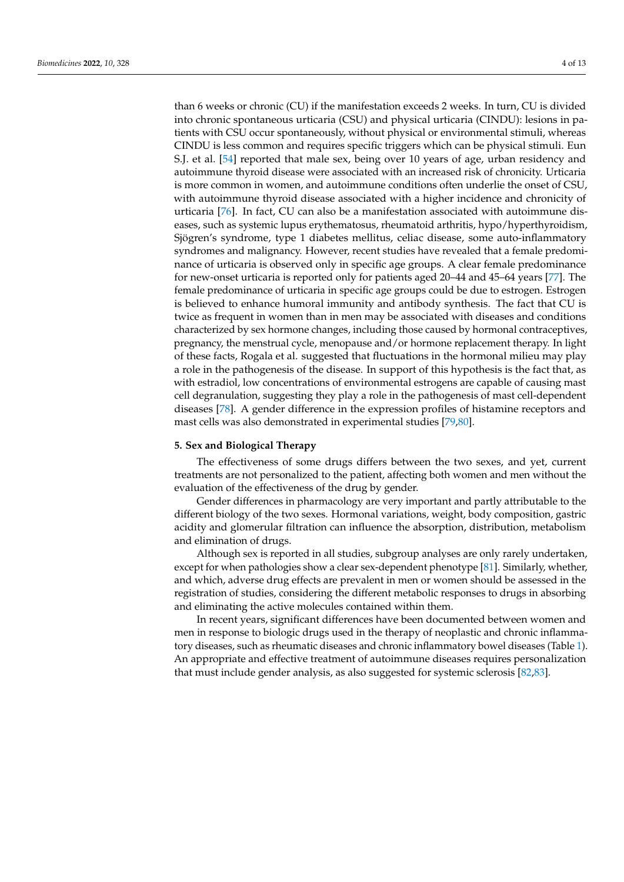than 6 weeks or chronic (CU) if the manifestation exceeds 2 weeks. In turn, CU is divided into chronic spontaneous urticaria (CSU) and physical urticaria (CINDU): lesions in patients with CSU occur spontaneously, without physical or environmental stimuli, whereas CINDU is less common and requires specific triggers which can be physical stimuli. Eun S.J. et al. [54] reported that male sex, being over 10 years of age, urban residency and autoimmune thyroid disease were associated with an increased risk of chronicity. Urticaria is more common in women, and autoimmune conditions often underlie the onset of CSU, with autoimmune thyroid disease associated with a higher incidence and chronicity of urticaria [76]. In fact, CU can also be a manifestation associated with autoimmune diseases, such as systemic lupus erythematosus, rheumatoid arthritis, hypo/hyperthyroidism, Sjögren's syndrome, type 1 diabetes mellitus, celiac disease, some auto-inflammatory syndromes and malignancy. However, recent studies have revealed that a female predominance of urticaria is observed only in specific age groups. A clear female predominance for new-onset urticaria is reported only for patients aged 20–44 and 45–64 years [77]. The female predominance of urticaria in specific age groups could be due to estrogen. Estrogen is believed to enhance humoral immunity and antibody synthesis. The fact that CU is twice as frequent in women than in men may be associated with diseases and conditions characterized by sex hormone changes, including those caused by hormonal contraceptives, pregnancy, the menstrual cycle, menopause and/or hormone replacement therapy. In light of these facts, Rogala et al. suggested that fluctuations in the hormonal milieu may play a role in the pathogenesis of the disease. In support of this hypothesis is the fact that, as with estradiol, low concentrations of environmental estrogens are capable of causing mast cell degranulation, suggesting they play a role in the pathogenesis of mast cell-dependent diseases [78]. A gender difference in the expression profiles of histamine receptors and mast cells was also demonstrated in experimental studies [79,80].

## 5. Sex and Biological Therapy

The effectiveness of some drugs differs between the two sexes, and yet, current treatments are not personalized to the patient, affecting both women and men without the evaluation of the effectiveness of the drug by gender.

Gender differences in pharmacology are very important and partly attributable to the different biology of the two sexes. Hormonal variations, weight, body composition, gastric acidity and glomerular filtration can influence the absorption, distribution, metabolism and elimination of drugs.

Although sex is reported in all studies, subgroup analyses are only rarely undertaken, except for when pathologies show a clear sex-dependent phenotype [81]. Similarly, whether, and which, adverse drug effects are prevalent in men or women should be assessed in the registration of studies, considering the different metabolic responses to drugs in absorbing and eliminating the active molecules contained within them.

In recent years, significant differences have been documented between women and men in response to biologic drugs used in the therapy of neoplastic and chronic inflammatory diseases, such as rheumatic diseases and chronic inflammatory bowel diseases (Table 1). An appropriate and effective treatment of autoimmune diseases requires personalization that must include gender analysis, as also suggested for systemic sclerosis [82,83].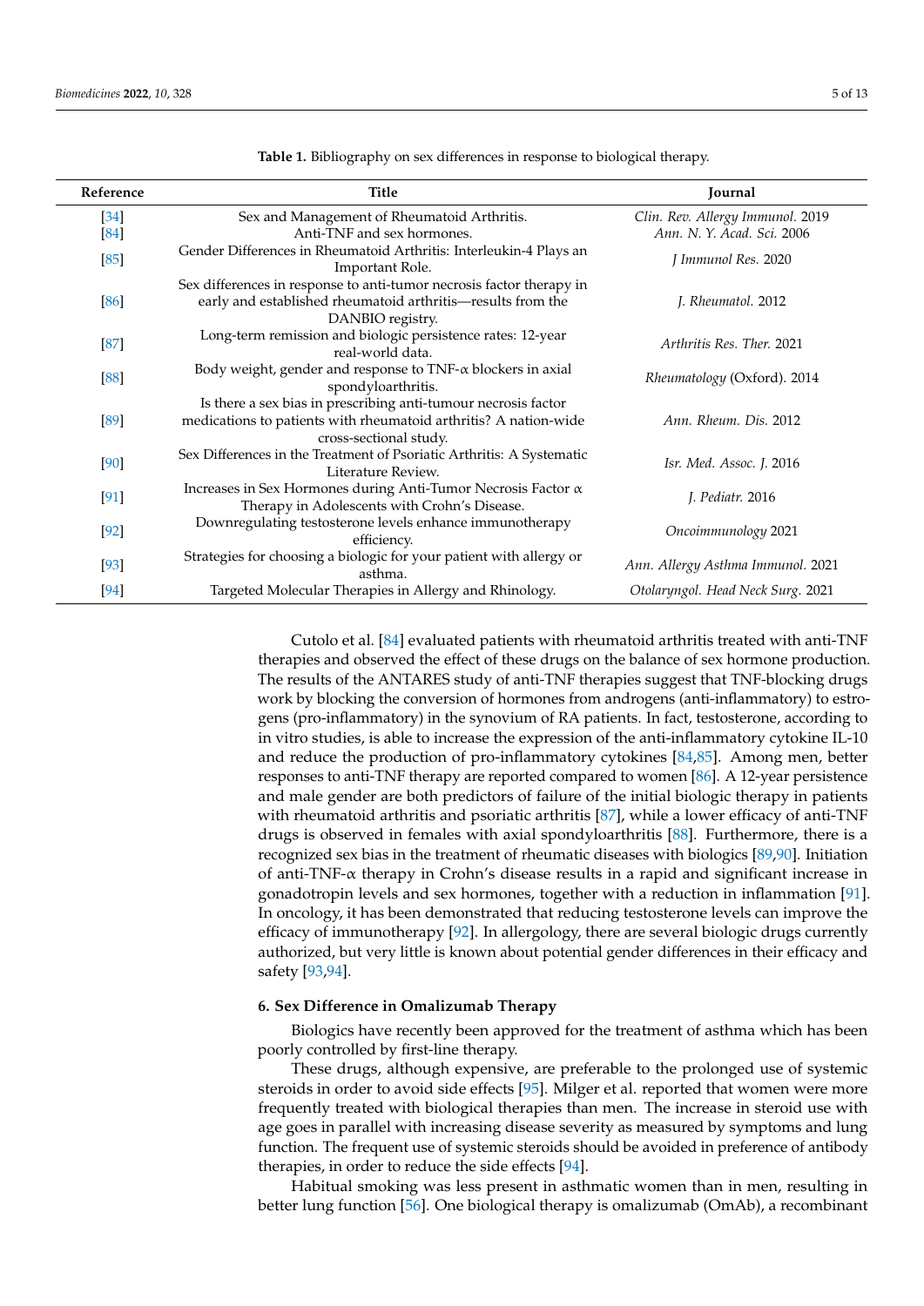**Table 1.** Bibliography on sex differences in response to biological therapy.

| Reference | Title | Journal |
| --- | --- | --- |
| [34] | Sex and Management of Rheumatoid Arthritis. | *Clin. Rev. Allergy Immunol.* 2019 |
| [84] | Anti-TNF and sex hormones. | *Ann. N. Y. Acad. Sci.* 2006 |
| [85] | Gender Differences in Rheumatoid Arthritis: Interleukin-4 Plays an Important Role. | *J Immunol Res.* 2020 |
| [86] | Sex differences in response to anti-tumor necrosis factor therapy in early and established rheumatoid arthritis—results from the DANBIO registry. | *J. Rheumatol.* 2012 |
| [87] | Long-term remission and biologic persistence rates: 12-year real-world data. | *Arthritis Res. Ther.* 2021 |
| [88] | Body weight, gender and response to TNF-α blockers in axial spondyloarthritis. | *Rheumatology* (Oxford). 2014 |
| [89] | Is there a sex bias in prescribing anti-tumour necrosis factor medications to patients with rheumatoid arthritis? A nation-wide cross-sectional study. | *Ann. Rheum. Dis.* 2012 |
| [90] | Sex Differences in the Treatment of Psoriatic Arthritis: A Systematic Literature Review. | *Isr. Med. Assoc. J.* 2016 |
| [91] | Increases in Sex Hormones during Anti-Tumor Necrosis Factor α Therapy in Adolescents with Crohn's Disease. | *J. Pediatr.* 2016 |
| [92] | Downregulating testosterone levels enhance immunotherapy efficiency. | *Oncoimmunology* 2021 |
| [93] | Strategies for choosing a biologic for your patient with allergy or asthma. | *Ann. Allergy Asthma Immunol.* 2021 |
| [94] | Targeted Molecular Therapies in Allergy and Rhinology. | *Otolaryngol. Head Neck Surg.* 2021 |

Cutolo et al. [84] evaluated patients with rheumatoid arthritis treated with anti-TNF therapies and observed the effect of these drugs on the balance of sex hormone production. The results of the ANTARES study of anti-TNF therapies suggest that TNF-blocking drugs work by blocking the conversion of hormones from androgens (anti-inflammatory) to estrogens (pro-inflammatory) in the synovium of RA patients. In fact, testosterone, according to in vitro studies, is able to increase the expression of the anti-inflammatory cytokine IL-10 and reduce the production of pro-inflammatory cytokines [84,85]. Among men, better responses to anti-TNF therapy are reported compared to women [86]. A 12-year persistence and male gender are both predictors of failure of the initial biologic therapy in patients with rheumatoid arthritis and psoriatic arthritis [87], while a lower efficacy of anti-TNF drugs is observed in females with axial spondyloarthritis [88]. Furthermore, there is a recognized sex bias in the treatment of rheumatic diseases with biologics [89,90]. Initiation of anti-TNF-α therapy in Crohn's disease results in a rapid and significant increase in gonadotropin levels and sex hormones, together with a reduction in inflammation [91]. In oncology, it has been demonstrated that reducing testosterone levels can improve the efficacy of immunotherapy [92]. In allergology, there are several biologic drugs currently authorized, but very little is known about potential gender differences in their efficacy and safety [93,94].

## 6. Sex Difference in Omalizumab Therapy

Biologics have recently been approved for the treatment of asthma which has been poorly controlled by first-line therapy.

These drugs, although expensive, are preferable to the prolonged use of systemic steroids in order to avoid side effects [95]. Milger et al. reported that women were more frequently treated with biological therapies than men. The increase in steroid use with age goes in parallel with increasing disease severity as measured by symptoms and lung function. The frequent use of systemic steroids should be avoided in preference of antibody therapies, in order to reduce the side effects [94].

Habitual smoking was less present in asthmatic women than in men, resulting in better lung function [56]. One biological therapy is omalizumab (OmAb), a recombinant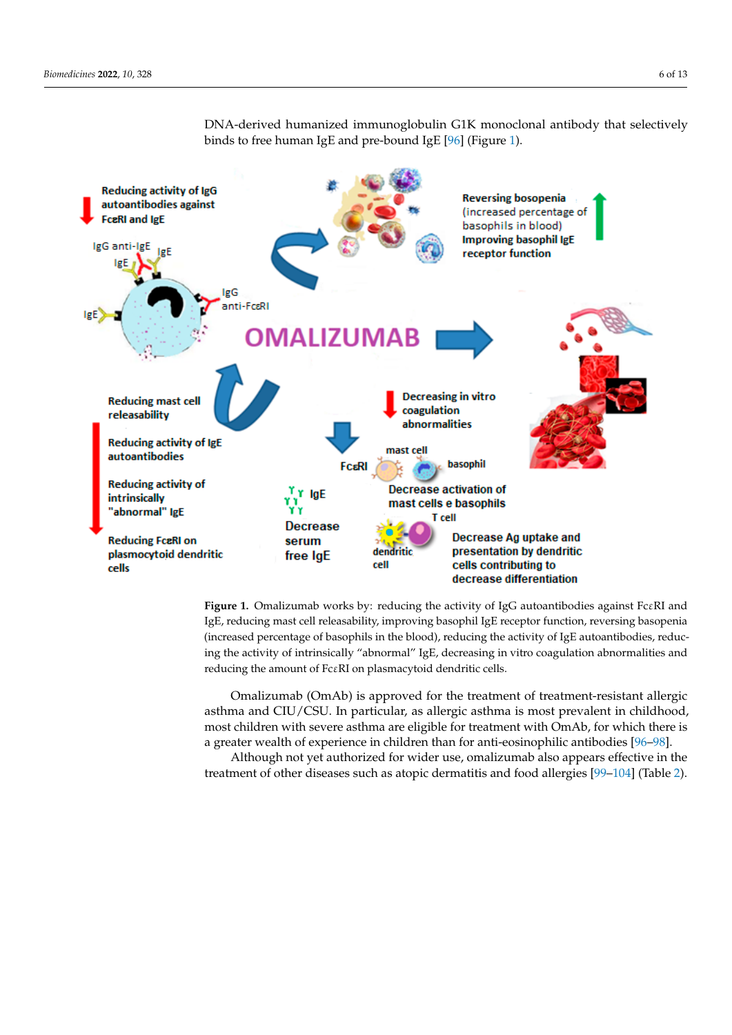DNA-derived humanized immunoglobulin G1K monoclonal antibody that selectively binds to free human IgE and pre-bound IgE [96] (Figure 1).

**Figure 1.** Omalizumab works by: reducing the activity of IgG autoantibodies against FcεRI and IgE, reducing mast cell releasability, improving basophil IgE receptor function, reversing basopenia (increased percentage of basophils in the blood), reducing the activity of IgE autoantibodies, reducing the activity of intrinsically "abnormal" IgE, decreasing in vitro coagulation abnormalities and reducing the amount of FcεRI on plasmacytoid dendritic cells.

Omalizumab (OmAb) is approved for the treatment of treatment-resistant allergic asthma and CIU/CSU. In particular, as allergic asthma is most prevalent in childhood, most children with severe asthma are eligible for treatment with OmAb, for which there is a greater wealth of experience in children than for anti-eosinophilic antibodies [96–98].

Although not yet authorized for wider use, omalizumab also appears effective in the treatment of other diseases such as atopic dermatitis and food allergies [99–104] (Table 2).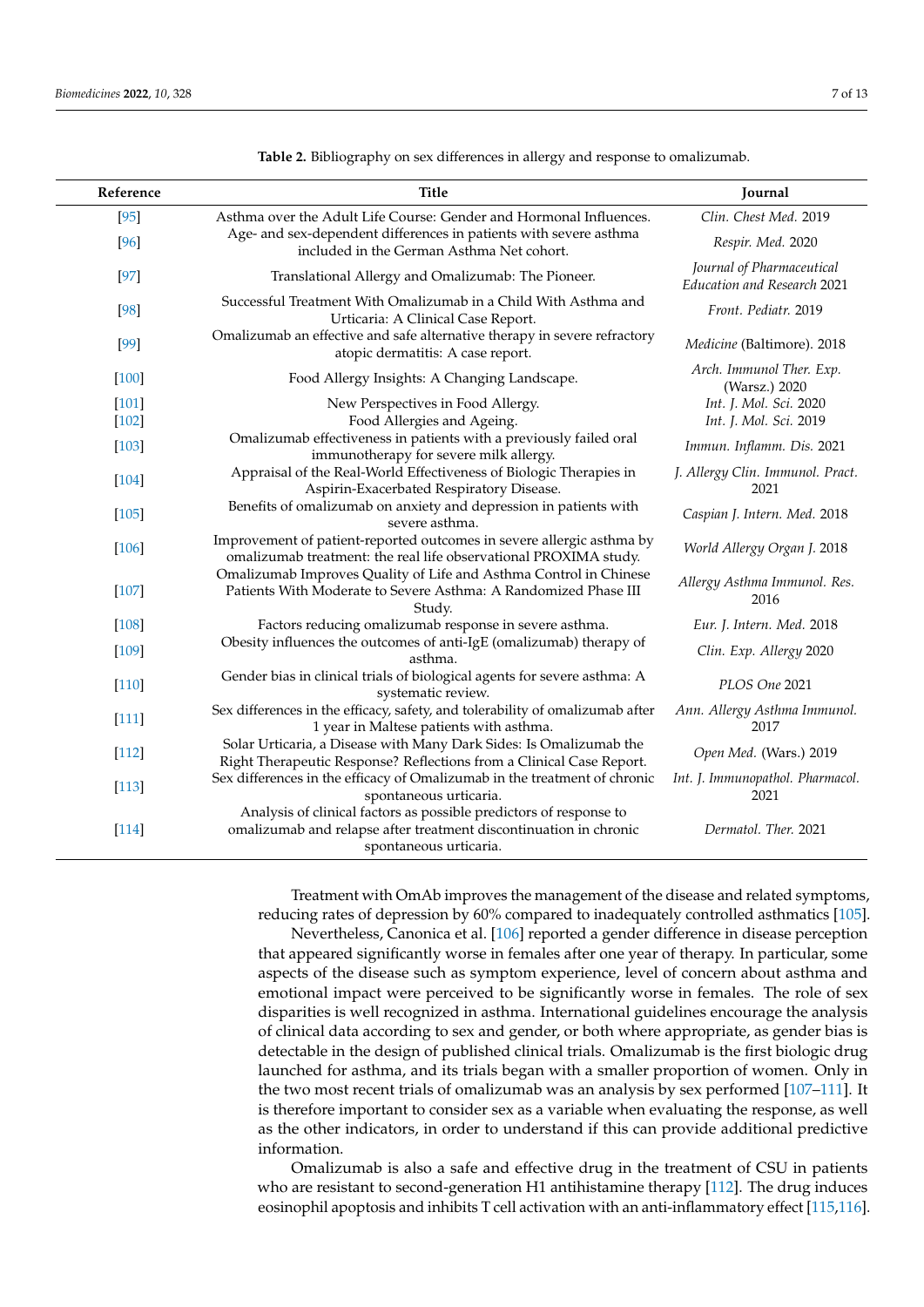**Table 2.** Bibliography on sex differences in allergy and response to omalizumab.

| Reference | Title | Journal |
|---|---|---|
| [95] | Asthma over the Adult Life Course: Gender and Hormonal Influences. | *Clin. Chest Med.* 2019 |
| [96] | Age- and sex-dependent differences in patients with severe asthma included in the German Asthma Net cohort. | *Respir. Med.* 2020 |
| [97] | Translational Allergy and Omalizumab: The Pioneer. | *Journal of Pharmaceutical Education and Research* 2021 |
| [98] | Successful Treatment With Omalizumab in a Child With Asthma and Urticaria: A Clinical Case Report. | *Front. Pediatr.* 2019 |
| [99] | Omalizumab an effective and safe alternative therapy in severe refractory atopic dermatitis: A case report. | *Medicine* (Baltimore). 2018 |
| [100] | Food Allergy Insights: A Changing Landscape. | *Arch. Immunol Ther. Exp.* (Warsz.) 2020 |
| [101] | New Perspectives in Food Allergy. | *Int. J. Mol. Sci.* 2020 |
| [102] | Food Allergies and Ageing. | *Int. J. Mol. Sci.* 2019 |
| [103] | Omalizumab effectiveness in patients with a previously failed oral immunotherapy for severe milk allergy. | *Immun. Inflamm. Dis.* 2021 |
| [104] | Appraisal of the Real-World Effectiveness of Biologic Therapies in Aspirin-Exacerbated Respiratory Disease. | *J. Allergy Clin. Immunol. Pract.* 2021 |
| [105] | Benefits of omalizumab on anxiety and depression in patients with severe asthma. | *Caspian J. Intern. Med.* 2018 |
| [106] | Improvement of patient-reported outcomes in severe allergic asthma by omalizumab treatment: the real life observational PROXIMA study. | *World Allergy Organ J.* 2018 |
| [107] | Omalizumab Improves Quality of Life and Asthma Control in Chinese Patients With Moderate to Severe Asthma: A Randomized Phase III Study. | *Allergy Asthma Immunol. Res.* 2016 |
| [108] | Factors reducing omalizumab response in severe asthma. | *Eur. J. Intern. Med.* 2018 |
| [109] | Obesity influences the outcomes of anti-IgE (omalizumab) therapy of asthma. | *Clin. Exp. Allergy* 2020 |
| [110] | Gender bias in clinical trials of biological agents for severe asthma: A systematic review. | *PLOS One* 2021 |
| [111] | Sex differences in the efficacy, safety, and tolerability of omalizumab after 1 year in Maltese patients with asthma. | *Ann. Allergy Asthma Immunol.* 2017 |
| [112] | Solar Urticaria, a Disease with Many Dark Sides: Is Omalizumab the Right Therapeutic Response? Reflections from a Clinical Case Report. | *Open Med.* (Wars.) 2019 |
| [113] | Sex differences in the efficacy of Omalizumab in the treatment of chronic spontaneous urticaria. | *Int. J. Immunopathol. Pharmacol.* 2021 |
| [114] | Analysis of clinical factors as possible predictors of response to omalizumab and relapse after treatment discontinuation in chronic spontaneous urticaria. | *Dermatol. Ther.* 2021 |

Treatment with OmAb improves the management of the disease and related symptoms, reducing rates of depression by 60% compared to inadequately controlled asthmatics [105].

Nevertheless, Canonica et al. [106] reported a gender difference in disease perception that appeared significantly worse in females after one year of therapy. In particular, some aspects of the disease such as symptom experience, level of concern about asthma and emotional impact were perceived to be significantly worse in females. The role of sex disparities is well recognized in asthma. International guidelines encourage the analysis of clinical data according to sex and gender, or both where appropriate, as gender bias is detectable in the design of published clinical trials. Omalizumab is the first biologic drug launched for asthma, and its trials began with a smaller proportion of women. Only in the two most recent trials of omalizumab was an analysis by sex performed [107–111]. It is therefore important to consider sex as a variable when evaluating the response, as well as the other indicators, in order to understand if this can provide additional predictive information.

Omalizumab is also a safe and effective drug in the treatment of CSU in patients who are resistant to second-generation H1 antihistamine therapy [112]. The drug induces eosinophil apoptosis and inhibits T cell activation with an anti-inflammatory effect [115,116].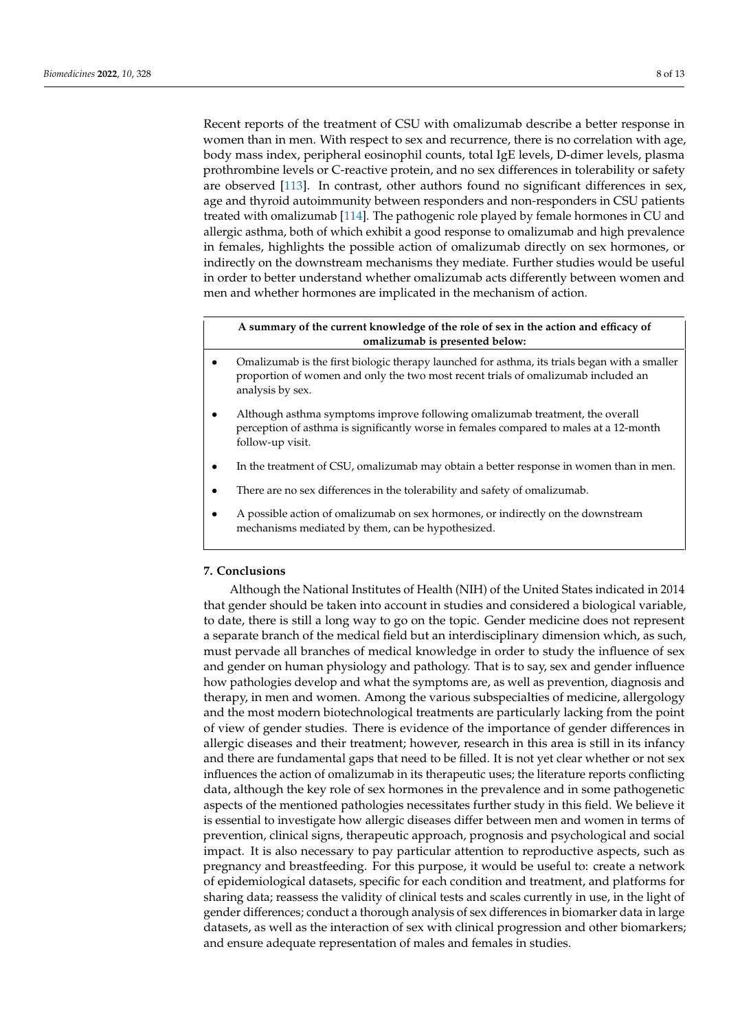Recent reports of the treatment of CSU with omalizumab describe a better response in women than in men. With respect to sex and recurrence, there is no correlation with age, body mass index, peripheral eosinophil counts, total IgE levels, D-dimer levels, plasma prothrombine levels or C-reactive protein, and no sex differences in tolerability or safety are observed [113]. In contrast, other authors found no significant differences in sex, age and thyroid autoimmunity between responders and non-responders in CSU patients treated with omalizumab [114]. The pathogenic role played by female hormones in CU and allergic asthma, both of which exhibit a good response to omalizumab and high prevalence in females, highlights the possible action of omalizumab directly on sex hormones, or indirectly on the downstream mechanisms they mediate. Further studies would be useful in order to better understand whether omalizumab acts differently between women and men and whether hormones are implicated in the mechanism of action.

**A summary of the current knowledge of the role of sex in the action and efficacy of omalizumab is presented below:**

- Omalizumab is the first biologic therapy launched for asthma, its trials began with a smaller proportion of women and only the two most recent trials of omalizumab included an analysis by sex.
- Although asthma symptoms improve following omalizumab treatment, the overall perception of asthma is significantly worse in females compared to males at a 12-month follow-up visit.
- In the treatment of CSU, omalizumab may obtain a better response in women than in men.
- There are no sex differences in the tolerability and safety of omalizumab.
- A possible action of omalizumab on sex hormones, or indirectly on the downstream mechanisms mediated by them, can be hypothesized.

## 7. Conclusions

Although the National Institutes of Health (NIH) of the United States indicated in 2014 that gender should be taken into account in studies and considered a biological variable, to date, there is still a long way to go on the topic. Gender medicine does not represent a separate branch of the medical field but an interdisciplinary dimension which, as such, must pervade all branches of medical knowledge in order to study the influence of sex and gender on human physiology and pathology. That is to say, sex and gender influence how pathologies develop and what the symptoms are, as well as prevention, diagnosis and therapy, in men and women. Among the various subspecialties of medicine, allergology and the most modern biotechnological treatments are particularly lacking from the point of view of gender studies. There is evidence of the importance of gender differences in allergic diseases and their treatment; however, research in this area is still in its infancy and there are fundamental gaps that need to be filled. It is not yet clear whether or not sex influences the action of omalizumab in its therapeutic uses; the literature reports conflicting data, although the key role of sex hormones in the prevalence and in some pathogenetic aspects of the mentioned pathologies necessitates further study in this field. We believe it is essential to investigate how allergic diseases differ between men and women in terms of prevention, clinical signs, therapeutic approach, prognosis and psychological and social impact. It is also necessary to pay particular attention to reproductive aspects, such as pregnancy and breastfeeding. For this purpose, it would be useful to: create a network of epidemiological datasets, specific for each condition and treatment, and platforms for sharing data; reassess the validity of clinical tests and scales currently in use, in the light of gender differences; conduct a thorough analysis of sex differences in biomarker data in large datasets, as well as the interaction of sex with clinical progression and other biomarkers; and ensure adequate representation of males and females in studies.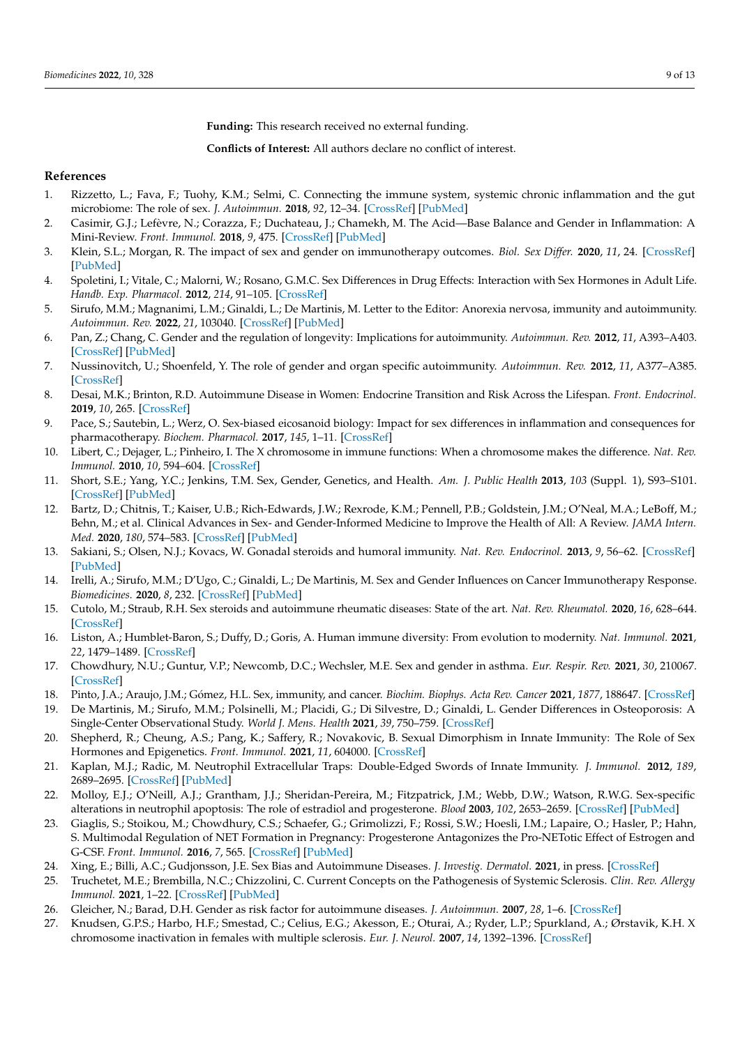**Funding:** This research received no external funding.

**Conflicts of Interest:** All authors declare no conflict of interest.

## References

1. Rizzetto, L.; Fava, F.; Tuohy, K.M.; Selmi, C. Connecting the immune system, systemic chronic inflammation and the gut microbiome: The role of sex. *J. Autoimmun.* **2018**, *92*, 12–34. [CrossRef] [PubMed]
2. Casimir, G.J.; Lefèvre, N.; Corazza, F.; Duchateau, J.; Chamekh, M. The Acid—Base Balance and Gender in Inflammation: A Mini-Review. *Front. Immunol.* **2018**, *9*, 475. [CrossRef] [PubMed]
3. Klein, S.L.; Morgan, R. The impact of sex and gender on immunotherapy outcomes. *Biol. Sex Differ.* **2020**, *11*, 24. [CrossRef] [PubMed]
4. Spoletini, I.; Vitale, C.; Malorni, W.; Rosano, G.M.C. Sex Differences in Drug Effects: Interaction with Sex Hormones in Adult Life. *Handb. Exp. Pharmacol.* **2012**, *214*, 91–105. [CrossRef]
5. Sirufo, M.M.; Magnanimi, L.M.; Ginaldi, L.; De Martinis, M. Letter to the Editor: Anorexia nervosa, immunity and autoimmunity. *Autoimmun. Rev.* **2022**, *21*, 103040. [CrossRef] [PubMed]
6. Pan, Z.; Chang, C. Gender and the regulation of longevity: Implications for autoimmunity. *Autoimmun. Rev.* **2012**, *11*, A393–A403. [CrossRef] [PubMed]
7. Nussinovitch, U.; Shoenfeld, Y. The role of gender and organ specific autoimmunity. *Autoimmun. Rev.* **2012**, *11*, A377–A385. [CrossRef]
8. Desai, M.K.; Brinton, R.D. Autoimmune Disease in Women: Endocrine Transition and Risk Across the Lifespan. *Front. Endocrinol.* **2019**, *10*, 265. [CrossRef]
9. Pace, S.; Sautebin, L.; Werz, O. Sex-biased eicosanoid biology: Impact for sex differences in inflammation and consequences for pharmacotherapy. *Biochem. Pharmacol.* **2017**, *145*, 1–11. [CrossRef]
10. Libert, C.; Dejager, L.; Pinheiro, I. The X chromosome in immune functions: When a chromosome makes the difference. *Nat. Rev. Immunol.* **2010**, *10*, 594–604. [CrossRef]
11. Short, S.E.; Yang, Y.C.; Jenkins, T.M. Sex, Gender, Genetics, and Health. *Am. J. Public Health* **2013**, *103* (Suppl. 1), S93–S101. [CrossRef] [PubMed]
12. Bartz, D.; Chitnis, T.; Kaiser, U.B.; Rich-Edwards, J.W.; Rexrode, K.M.; Pennell, P.B.; Goldstein, J.M.; O'Neal, M.A.; LeBoff, M.; Behn, M.; et al. Clinical Advances in Sex- and Gender-Informed Medicine to Improve the Health of All: A Review. *JAMA Intern. Med.* **2020**, *180*, 574–583. [CrossRef] [PubMed]
13. Sakiani, S.; Olsen, N.J.; Kovacs, W. Gonadal steroids and humoral immunity. *Nat. Rev. Endocrinol.* **2013**, *9*, 56–62. [CrossRef] [PubMed]
14. Irelli, A.; Sirufo, M.M.; D'Ugo, C.; Ginaldi, L.; De Martinis, M. Sex and Gender Influences on Cancer Immunotherapy Response. *Biomedicines.* **2020**, *8*, 232. [CrossRef] [PubMed]
15. Cutolo, M.; Straub, R.H. Sex steroids and autoimmune rheumatic diseases: State of the art. *Nat. Rev. Rheumatol.* **2020**, *16*, 628–644. [CrossRef]
16. Liston, A.; Humblet-Baron, S.; Duffy, D.; Goris, A. Human immune diversity: From evolution to modernity. *Nat. Immunol.* **2021**, *22*, 1479–1489. [CrossRef]
17. Chowdhury, N.U.; Guntur, V.P.; Newcomb, D.C.; Wechsler, M.E. Sex and gender in asthma. *Eur. Respir. Rev.* **2021**, *30*, 210067. [CrossRef]
18. Pinto, J.A.; Araujo, J.M.; Gómez, H.L. Sex, immunity, and cancer. *Biochim. Biophys. Acta Rev. Cancer* **2021**, *1877*, 188647. [CrossRef]
19. De Martinis, M.; Sirufo, M.M.; Polsinelli, M.; Placidi, G.; Di Silvestre, D.; Ginaldi, L. Gender Differences in Osteoporosis: A Single-Center Observational Study. *World J. Mens. Health* **2021**, *39*, 750–759. [CrossRef]
20. Shepherd, R.; Cheung, A.S.; Pang, K.; Saffery, R.; Novakovic, B. Sexual Dimorphism in Innate Immunity: The Role of Sex Hormones and Epigenetics. *Front. Immunol.* **2021**, *11*, 604000. [CrossRef]
21. Kaplan, M.J.; Radic, M. Neutrophil Extracellular Traps: Double-Edged Swords of Innate Immunity. *J. Immunol.* **2012**, *189*, 2689–2695. [CrossRef] [PubMed]
22. Molloy, E.J.; O'Neill, A.J.; Grantham, J.J.; Sheridan-Pereira, M.; Fitzpatrick, J.M.; Webb, D.W.; Watson, R.W.G. Sex-specific alterations in neutrophil apoptosis: The role of estradiol and progesterone. *Blood* **2003**, *102*, 2653–2659. [CrossRef] [PubMed]
23. Giaglis, S.; Stoikou, M.; Chowdhury, C.S.; Schaefer, G.; Grimolizzi, F.; Rossi, S.W.; Hoesli, I.M.; Lapaire, O.; Hasler, P.; Hahn, S. Multimodal Regulation of NET Formation in Pregnancy: Progesterone Antagonizes the Pro-NETotic Effect of Estrogen and G-CSF. *Front. Immunol.* **2016**, *7*, 565. [CrossRef] [PubMed]
24. Xing, E.; Billi, A.C.; Gudjonsson, J.E. Sex Bias and Autoimmune Diseases. *J. Investig. Dermatol.* **2021**, in press. [CrossRef]
25. Truchetet, M.E.; Brembilla, N.C.; Chizzolini, C. Current Concepts on the Pathogenesis of Systemic Sclerosis. *Clin. Rev. Allergy Immunol.* **2021**, 1–22. [CrossRef] [PubMed]
26. Gleicher, N.; Barad, D.H. Gender as risk factor for autoimmune diseases. *J. Autoimmun.* **2007**, *28*, 1–6. [CrossRef]
27. Knudsen, G.P.S.; Harbo, H.F.; Smestad, C.; Celius, E.G.; Akesson, E.; Oturai, A.; Ryder, L.P.; Spurkland, A.; Ørstavik, K.H. X chromosome inactivation in females with multiple sclerosis. *Eur. J. Neurol.* **2007**, *14*, 1392–1396. [CrossRef]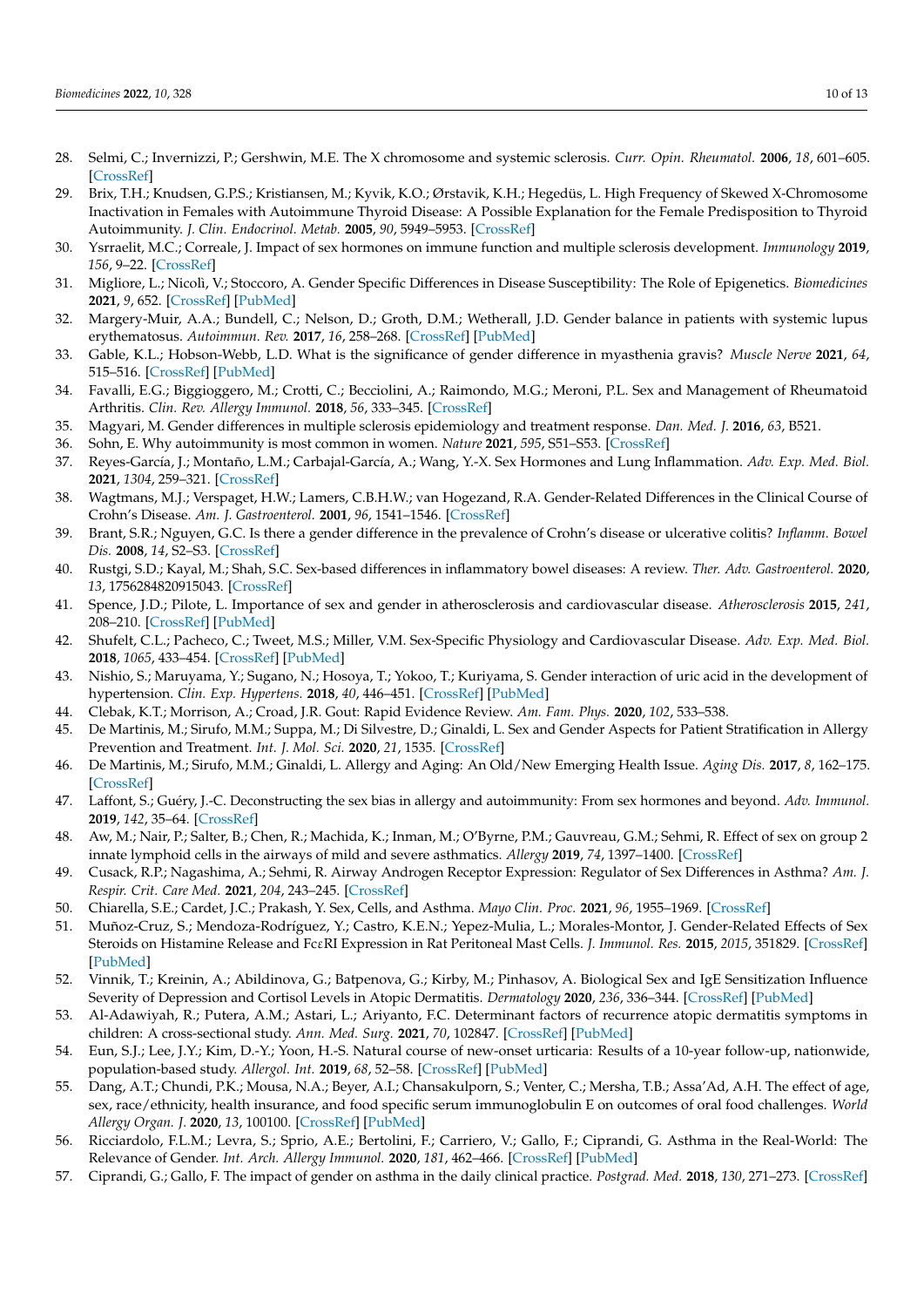28. Selmi, C.; Invernizzi, P.; Gershwin, M.E. The X chromosome and systemic sclerosis. *Curr. Opin. Rheumatol.* **2006**, *18*, 601–605. [CrossRef]
29. Brix, T.H.; Knudsen, G.P.S.; Kristiansen, M.; Kyvik, K.O.; Ørstavik, K.H.; Hegedüs, L. High Frequency of Skewed X-Chromosome Inactivation in Females with Autoimmune Thyroid Disease: A Possible Explanation for the Female Predisposition to Thyroid Autoimmunity. *J. Clin. Endocrinol. Metab.* **2005**, *90*, 5949–5953. [CrossRef]
30. Ysrraelit, M.C.; Correale, J. Impact of sex hormones on immune function and multiple sclerosis development. *Immunology* **2019**, *156*, 9–22. [CrossRef]
31. Migliore, L.; Nicolì, V.; Stoccoro, A. Gender Specific Differences in Disease Susceptibility: The Role of Epigenetics. *Biomedicines* **2021**, *9*, 652. [CrossRef] [PubMed]
32. Margery-Muir, A.A.; Bundell, C.; Nelson, D.; Groth, D.M.; Wetherall, J.D. Gender balance in patients with systemic lupus erythematosus. *Autoimmun. Rev.* **2017**, *16*, 258–268. [CrossRef] [PubMed]
33. Gable, K.L.; Hobson-Webb, L.D. What is the significance of gender difference in myasthenia gravis? *Muscle Nerve* **2021**, *64*, 515–516. [CrossRef] [PubMed]
34. Favalli, E.G.; Biggioggero, M.; Crotti, C.; Becciolini, A.; Raimondo, M.G.; Meroni, P.L. Sex and Management of Rheumatoid Arthritis. *Clin. Rev. Allergy Immunol.* **2018**, *56*, 333–345. [CrossRef]
35. Magyari, M. Gender differences in multiple sclerosis epidemiology and treatment response. *Dan. Med. J.* **2016**, *63*, B521.
36. Sohn, E. Why autoimmunity is most common in women. *Nature* **2021**, *595*, S51–S53. [CrossRef]
37. Reyes-García, J.; Montaño, L.M.; Carbajal-García, A.; Wang, Y.-X. Sex Hormones and Lung Inflammation. *Adv. Exp. Med. Biol.* **2021**, *1304*, 259–321. [CrossRef]
38. Wagtmans, M.J.; Verspaget, H.W.; Lamers, C.B.H.W.; van Hogezand, R.A. Gender-Related Differences in the Clinical Course of Crohn's Disease. *Am. J. Gastroenterol.* **2001**, *96*, 1541–1546. [CrossRef]
39. Brant, S.R.; Nguyen, G.C. Is there a gender difference in the prevalence of Crohn's disease or ulcerative colitis? *Inflamm. Bowel Dis.* **2008**, *14*, S2–S3. [CrossRef]
40. Rustgi, S.D.; Kayal, M.; Shah, S.C. Sex-based differences in inflammatory bowel diseases: A review. *Ther. Adv. Gastroenterol.* **2020**, *13*, 1756284820915043. [CrossRef]
41. Spence, J.D.; Pilote, L. Importance of sex and gender in atherosclerosis and cardiovascular disease. *Atherosclerosis* **2015**, *241*, 208–210. [CrossRef] [PubMed]
42. Shufelt, C.L.; Pacheco, C.; Tweet, M.S.; Miller, V.M. Sex-Specific Physiology and Cardiovascular Disease. *Adv. Exp. Med. Biol.* **2018**, *1065*, 433–454. [CrossRef] [PubMed]
43. Nishio, S.; Maruyama, Y.; Sugano, N.; Hosoya, T.; Yokoo, T.; Kuriyama, S. Gender interaction of uric acid in the development of hypertension. *Clin. Exp. Hypertens.* **2018**, *40*, 446–451. [CrossRef] [PubMed]
44. Clebak, K.T.; Morrison, A.; Croad, J.R. Gout: Rapid Evidence Review. *Am. Fam. Phys.* **2020**, *102*, 533–538.
45. De Martinis, M.; Sirufo, M.M.; Suppa, M.; Di Silvestre, D.; Ginaldi, L. Sex and Gender Aspects for Patient Stratification in Allergy Prevention and Treatment. *Int. J. Mol. Sci.* **2020**, *21*, 1535. [CrossRef]
46. De Martinis, M.; Sirufo, M.M.; Ginaldi, L. Allergy and Aging: An Old/New Emerging Health Issue. *Aging Dis.* **2017**, *8*, 162–175. [CrossRef]
47. Laffont, S.; Guéry, J.-C. Deconstructing the sex bias in allergy and autoimmunity: From sex hormones and beyond. *Adv. Immunol.* **2019**, *142*, 35–64. [CrossRef]
48. Aw, M.; Nair, P.; Salter, B.; Chen, R.; Machida, K.; Inman, M.; O'Byrne, P.M.; Gauvreau, G.M.; Sehmi, R. Effect of sex on group 2 innate lymphoid cells in the airways of mild and severe asthmatics. *Allergy* **2019**, *74*, 1397–1400. [CrossRef]
49. Cusack, R.P.; Nagashima, A.; Sehmi, R. Airway Androgen Receptor Expression: Regulator of Sex Differences in Asthma? *Am. J. Respir. Crit. Care Med.* **2021**, *204*, 243–245. [CrossRef]
50. Chiarella, S.E.; Cardet, J.C.; Prakash, Y. Sex, Cells, and Asthma. *Mayo Clin. Proc.* **2021**, *96*, 1955–1969. [CrossRef]
51. Muñoz-Cruz, S.; Mendoza-Rodríguez, Y.; Castro, K.E.N.; Yepez-Mulia, L.; Morales-Montor, J. Gender-Related Effects of Sex Steroids on Histamine Release and FcεRI Expression in Rat Peritoneal Mast Cells. *J. Immunol. Res.* **2015**, *2015*, 351829. [CrossRef] [PubMed]
52. Vinnik, T.; Kreinin, A.; Abildinova, G.; Batpenova, G.; Kirby, M.; Pinhasov, A. Biological Sex and IgE Sensitization Influence Severity of Depression and Cortisol Levels in Atopic Dermatitis. *Dermatology* **2020**, *236*, 336–344. [CrossRef] [PubMed]
53. Al-Adawiyah, R.; Putera, A.M.; Astari, L.; Ariyanto, F.C. Determinant factors of recurrence atopic dermatitis symptoms in children: A cross-sectional study. *Ann. Med. Surg.* **2021**, *70*, 102847. [CrossRef] [PubMed]
54. Eun, S.J.; Lee, J.Y.; Kim, D.-Y.; Yoon, H.-S. Natural course of new-onset urticaria: Results of a 10-year follow-up, nationwide, population-based study. *Allergol. Int.* **2019**, *68*, 52–58. [CrossRef] [PubMed]
55. Dang, A.T.; Chundi, P.K.; Mousa, N.A.; Beyer, A.I.; Chansakulporn, S.; Venter, C.; Mersha, T.B.; Assa'Ad, A.H. The effect of age, sex, race/ethnicity, health insurance, and food specific serum immunoglobulin E on outcomes of oral food challenges. *World Allergy Organ. J.* **2020**, *13*, 100100. [CrossRef] [PubMed]
56. Ricciardolo, F.L.M.; Levra, S.; Sprio, A.E.; Bertolini, F.; Carriero, V.; Gallo, F.; Ciprandi, G. Asthma in the Real-World: The Relevance of Gender. *Int. Arch. Allergy Immunol.* **2020**, *181*, 462–466. [CrossRef] [PubMed]
57. Ciprandi, G.; Gallo, F. The impact of gender on asthma in the daily clinical practice. *Postgrad. Med.* **2018**, *130*, 271–273. [CrossRef]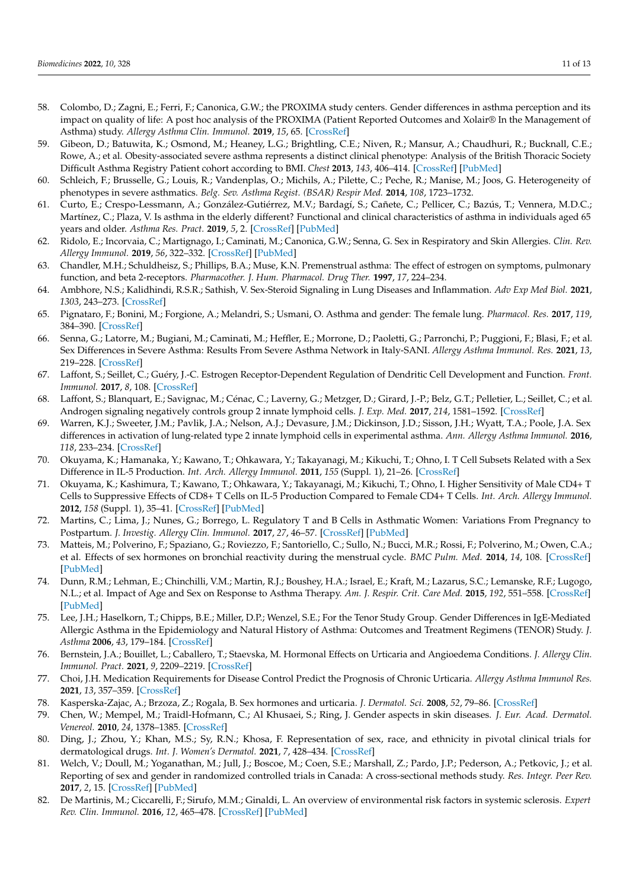58. Colombo, D.; Zagni, E.; Ferri, F.; Canonica, G.W.; the PROXIMA study centers. Gender differences in asthma perception and its impact on quality of life: A post hoc analysis of the PROXIMA (Patient Reported Outcomes and Xolair® In the Management of Asthma) study. *Allergy Asthma Clin. Immunol.* **2019**, *15*, 65. [CrossRef]
59. Gibeon, D.; Batuwita, K.; Osmond, M.; Heaney, L.G.; Brightling, C.E.; Niven, R.; Mansur, A.; Chaudhuri, R.; Bucknall, C.E.; Rowe, A.; et al. Obesity-associated severe asthma represents a distinct clinical phenotype: Analysis of the British Thoracic Society Difficult Asthma Registry Patient cohort according to BMI. *Chest* **2013**, *143*, 406–414. [CrossRef] [PubMed]
60. Schleich, F.; Brusselle, G.; Louis, R.; Vandenplas, O.; Michils, A.; Pilette, C.; Peche, R.; Manise, M.; Joos, G. Heterogeneity of phenotypes in severe asthmatics. *Belg. Sev. Asthma Regist. (BSAR) Respir Med.* **2014**, *108*, 1723–1732.
61. Curto, E.; Crespo-Lessmann, A.; González-Gutiérrez, M.V.; Bardagí, S.; Cañete, C.; Pellicer, C.; Bazús, T.; Vennera, M.D.C.; Martínez, C.; Plaza, V. Is asthma in the elderly different? Functional and clinical characteristics of asthma in individuals aged 65 years and older. *Asthma Res. Pract.* **2019**, *5*, 2. [CrossRef] [PubMed]
62. Ridolo, E.; Incorvaia, C.; Martignago, I.; Caminati, M.; Canonica, G.W.; Senna, G. Sex in Respiratory and Skin Allergies. *Clin. Rev. Allergy Immunol.* **2019**, *56*, 322–332. [CrossRef] [PubMed]
63. Chandler, M.H.; Schuldheisz, S.; Phillips, B.A.; Muse, K.N. Premenstrual asthma: The effect of estrogen on symptoms, pulmonary function, and beta 2-receptors. *Pharmacother. J. Hum. Pharmacol. Drug Ther.* **1997**, *17*, 224–234.
64. Ambhore, N.S.; Kalidhindi, R.S.R.; Sathish, V. Sex-Steroid Signaling in Lung Diseases and Inflammation. *Adv Exp Med Biol.* **2021**, *1303*, 243–273. [CrossRef]
65. Pignataro, F.; Bonini, M.; Forgione, A.; Melandri, S.; Usmani, O. Asthma and gender: The female lung. *Pharmacol. Res.* **2017**, *119*, 384–390. [CrossRef]
66. Senna, G.; Latorre, M.; Bugiani, M.; Caminati, M.; Heffler, E.; Morrone, D.; Paoletti, G.; Parronchi, P.; Puggioni, F.; Blasi, F.; et al. Sex Differences in Severe Asthma: Results From Severe Asthma Network in Italy-SANI. *Allergy Asthma Immunol. Res.* **2021**, *13*, 219–228. [CrossRef]
67. Laffont, S.; Seillet, C.; Guéry, J.-C. Estrogen Receptor-Dependent Regulation of Dendritic Cell Development and Function. *Front. Immunol.* **2017**, *8*, 108. [CrossRef]
68. Laffont, S.; Blanquart, E.; Savignac, M.; Cénac, C.; Laverny, G.; Metzger, D.; Girard, J.-P.; Belz, G.T.; Pelletier, L.; Seillet, C.; et al. Androgen signaling negatively controls group 2 innate lymphoid cells. *J. Exp. Med.* **2017**, *214*, 1581–1592. [CrossRef]
69. Warren, K.J.; Sweeter, J.M.; Pavlik, J.A.; Nelson, A.J.; Devasure, J.M.; Dickinson, J.D.; Sisson, J.H.; Wyatt, T.A.; Poole, J.A. Sex differences in activation of lung-related type 2 innate lymphoid cells in experimental asthma. *Ann. Allergy Asthma Immunol.* **2016**, *118*, 233–234. [CrossRef]
70. Okuyama, K.; Hamanaka, Y.; Kawano, T.; Ohkawara, Y.; Takayanagi, M.; Kikuchi, T.; Ohno, I. T Cell Subsets Related with a Sex Difference in IL-5 Production. *Int. Arch. Allergy Immunol.* **2011**, *155* (Suppl. 1), 21–26. [CrossRef]
71. Okuyama, K.; Kashimura, T.; Kawano, T.; Ohkawara, Y.; Takayanagi, M.; Kikuchi, T.; Ohno, I. Higher Sensitivity of Male CD4+ T Cells to Suppressive Effects of CD8+ T Cells on IL-5 Production Compared to Female CD4+ T Cells. *Int. Arch. Allergy Immunol.* **2012**, *158* (Suppl. 1), 35–41. [CrossRef] [PubMed]
72. Martins, C.; Lima, J.; Nunes, G.; Borrego, L. Regulatory T and B Cells in Asthmatic Women: Variations From Pregnancy to Postpartum. *J. Investig. Allergy Clin. Immunol.* **2017**, *27*, 46–57. [CrossRef] [PubMed]
73. Matteis, M.; Polverino, F.; Spaziano, G.; Roviezzo, F.; Santoriello, C.; Sullo, N.; Bucci, M.R.; Rossi, F.; Polverino, M.; Owen, C.A.; et al. Effects of sex hormones on bronchial reactivity during the menstrual cycle. *BMC Pulm. Med.* **2014**, *14*, 108. [CrossRef] [PubMed]
74. Dunn, R.M.; Lehman, E.; Chinchilli, V.M.; Martin, R.J.; Boushey, H.A.; Israel, E.; Kraft, M.; Lazarus, S.C.; Lemanske, R.F.; Lugogo, N.L.; et al. Impact of Age and Sex on Response to Asthma Therapy. *Am. J. Respir. Crit. Care Med.* **2015**, *192*, 551–558. [CrossRef] [PubMed]
75. Lee, J.H.; Haselkorn, T.; Chipps, B.E.; Miller, D.P.; Wenzel, S.E.; For the Tenor Study Group. Gender Differences in IgE-Mediated Allergic Asthma in the Epidemiology and Natural History of Asthma: Outcomes and Treatment Regimens (TENOR) Study. *J. Asthma* **2006**, *43*, 179–184. [CrossRef]
76. Bernstein, J.A.; Bouillet, L.; Caballero, T.; Staevska, M. Hormonal Effects on Urticaria and Angioedema Conditions. *J. Allergy Clin. Immunol. Pract.* **2021**, *9*, 2209–2219. [CrossRef]
77. Choi, J.H. Medication Requirements for Disease Control Predict the Prognosis of Chronic Urticaria. *Allergy Asthma Immunol Res.* **2021**, *13*, 357–359. [CrossRef]
78. Kasperska-Zajac, A.; Brzoza, Z.; Rogala, B. Sex hormones and urticaria. *J. Dermatol. Sci.* **2008**, *52*, 79–86. [CrossRef]
79. Chen, W.; Mempel, M.; Traidl-Hofmann, C.; Al Khusaei, S.; Ring, J. Gender aspects in skin diseases. *J. Eur. Acad. Dermatol. Venereol.* **2010**, *24*, 1378–1385. [CrossRef]
80. Ding, J.; Zhou, Y.; Khan, M.S.; Sy, R.N.; Khosa, F. Representation of sex, race, and ethnicity in pivotal clinical trials for dermatological drugs. *Int. J. Women's Dermatol.* **2021**, *7*, 428–434. [CrossRef]
81. Welch, V.; Doull, M.; Yoganathan, M.; Jull, J.; Boscoe, M.; Coen, S.E.; Marshall, Z.; Pardo, J.P.; Pederson, A.; Petkovic, J.; et al. Reporting of sex and gender in randomized controlled trials in Canada: A cross-sectional methods study. *Res. Integr. Peer Rev.* **2017**, *2*, 15. [CrossRef] [PubMed]
82. De Martinis, M.; Ciccarelli, F.; Sirufo, M.M.; Ginaldi, L. An overview of environmental risk factors in systemic sclerosis. *Expert Rev. Clin. Immunol.* **2016**, *12*, 465–478. [CrossRef] [PubMed]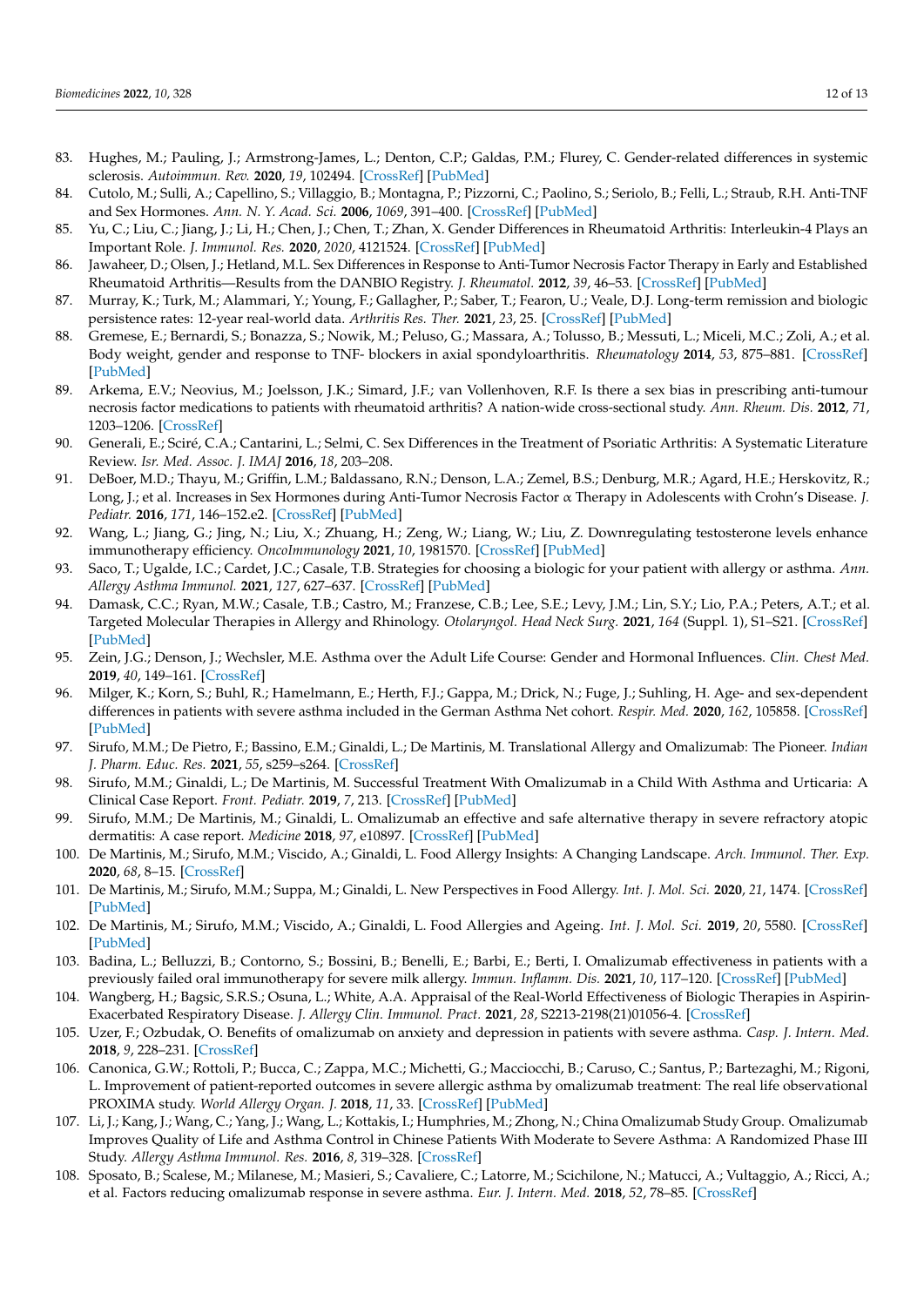83. Hughes, M.; Pauling, J.; Armstrong-James, L.; Denton, C.P.; Galdas, P.M.; Flurey, C. Gender-related differences in systemic sclerosis. *Autoimmun. Rev.* **2020**, *19*, 102494. [CrossRef] [PubMed]
84. Cutolo, M.; Sulli, A.; Capellino, S.; Villaggio, B.; Montagna, P.; Pizzorni, C.; Paolino, S.; Seriolo, B.; Felli, L.; Straub, R.H. Anti-TNF and Sex Hormones. *Ann. N. Y. Acad. Sci.* **2006**, *1069*, 391–400. [CrossRef] [PubMed]
85. Yu, C.; Liu, C.; Jiang, J.; Li, H.; Chen, J.; Chen, T.; Zhan, X. Gender Differences in Rheumatoid Arthritis: Interleukin-4 Plays an Important Role. *J. Immunol. Res.* **2020**, *2020*, 4121524. [CrossRef] [PubMed]
86. Jawaheer, D.; Olsen, J.; Hetland, M.L. Sex Differences in Response to Anti-Tumor Necrosis Factor Therapy in Early and Established Rheumatoid Arthritis—Results from the DANBIO Registry. *J. Rheumatol.* **2012**, *39*, 46–53. [CrossRef] [PubMed]
87. Murray, K.; Turk, M.; Alammari, Y.; Young, F.; Gallagher, P.; Saber, T.; Fearon, U.; Veale, D.J. Long-term remission and biologic persistence rates: 12-year real-world data. *Arthritis Res. Ther.* **2021**, *23*, 25. [CrossRef] [PubMed]
88. Gremese, E.; Bernardi, S.; Bonazza, S.; Nowik, M.; Peluso, G.; Massara, A.; Tolusso, B.; Messuti, L.; Miceli, M.C.; Zoli, A.; et al. Body weight, gender and response to TNF- blockers in axial spondyloarthritis. *Rheumatology* **2014**, *53*, 875–881. [CrossRef] [PubMed]
89. Arkema, E.V.; Neovius, M.; Joelsson, J.K.; Simard, J.F.; van Vollenhoven, R.F. Is there a sex bias in prescribing anti-tumour necrosis factor medications to patients with rheumatoid arthritis? A nation-wide cross-sectional study. *Ann. Rheum. Dis.* **2012**, *71*, 1203–1206. [CrossRef]
90. Generali, E.; Sciré, C.A.; Cantarini, L.; Selmi, C. Sex Differences in the Treatment of Psoriatic Arthritis: A Systematic Literature Review. *Isr. Med. Assoc. J. IMAJ* **2016**, *18*, 203–208.
91. DeBoer, M.D.; Thayu, M.; Griffin, L.M.; Baldassano, R.N.; Denson, L.A.; Zemel, B.S.; Denburg, M.R.; Agard, H.E.; Herskovitz, R.; Long, J.; et al. Increases in Sex Hormones during Anti-Tumor Necrosis Factor α Therapy in Adolescents with Crohn's Disease. *J. Pediatr.* **2016**, *171*, 146–152.e2. [CrossRef] [PubMed]
92. Wang, L.; Jiang, G.; Jing, N.; Liu, X.; Zhuang, H.; Zeng, W.; Liang, W.; Liu, Z. Downregulating testosterone levels enhance immunotherapy efficiency. *OncoImmunology* **2021**, *10*, 1981570. [CrossRef] [PubMed]
93. Saco, T.; Ugalde, I.C.; Cardet, J.C.; Casale, T.B. Strategies for choosing a biologic for your patient with allergy or asthma. *Ann. Allergy Asthma Immunol.* **2021**, *127*, 627–637. [CrossRef] [PubMed]
94. Damask, C.C.; Ryan, M.W.; Casale, T.B.; Castro, M.; Franzese, C.B.; Lee, S.E.; Levy, J.M.; Lin, S.Y.; Lio, P.A.; Peters, A.T.; et al. Targeted Molecular Therapies in Allergy and Rhinology. *Otolaryngol. Head Neck Surg.* **2021**, *164* (Suppl. 1), S1–S21. [CrossRef] [PubMed]
95. Zein, J.G.; Denson, J.; Wechsler, M.E. Asthma over the Adult Life Course: Gender and Hormonal Influences. *Clin. Chest Med.* **2019**, *40*, 149–161. [CrossRef]
96. Milger, K.; Korn, S.; Buhl, R.; Hamelmann, E.; Herth, F.J.; Gappa, M.; Drick, N.; Fuge, J.; Suhling, H. Age- and sex-dependent differences in patients with severe asthma included in the German Asthma Net cohort. *Respir. Med.* **2020**, *162*, 105858. [CrossRef] [PubMed]
97. Sirufo, M.M.; De Pietro, F.; Bassino, E.M.; Ginaldi, L.; De Martinis, M. Translational Allergy and Omalizumab: The Pioneer. *Indian J. Pharm. Educ. Res.* **2021**, *55*, s259–s264. [CrossRef]
98. Sirufo, M.M.; Ginaldi, L.; De Martinis, M. Successful Treatment With Omalizumab in a Child With Asthma and Urticaria: A Clinical Case Report. *Front. Pediatr.* **2019**, *7*, 213. [CrossRef] [PubMed]
99. Sirufo, M.M.; De Martinis, M.; Ginaldi, L. Omalizumab an effective and safe alternative therapy in severe refractory atopic dermatitis: A case report. *Medicine* **2018**, *97*, e10897. [CrossRef] [PubMed]
100. De Martinis, M.; Sirufo, M.M.; Viscido, A.; Ginaldi, L. Food Allergy Insights: A Changing Landscape. *Arch. Immunol. Ther. Exp.* **2020**, *68*, 8–15. [CrossRef]
101. De Martinis, M.; Sirufo, M.M.; Suppa, M.; Ginaldi, L. New Perspectives in Food Allergy. *Int. J. Mol. Sci.* **2020**, *21*, 1474. [CrossRef] [PubMed]
102. De Martinis, M.; Sirufo, M.M.; Viscido, A.; Ginaldi, L. Food Allergies and Ageing. *Int. J. Mol. Sci.* **2019**, *20*, 5580. [CrossRef] [PubMed]
103. Badina, L.; Belluzzi, B.; Contorno, S.; Bossini, B.; Benelli, E.; Barbi, E.; Berti, I. Omalizumab effectiveness in patients with a previously failed oral immunotherapy for severe milk allergy. *Immun. Inflamm. Dis.* **2021**, *10*, 117–120. [CrossRef] [PubMed]
104. Wangberg, H.; Bagsic, S.R.S.; Osuna, L.; White, A.A. Appraisal of the Real-World Effectiveness of Biologic Therapies in Aspirin-Exacerbated Respiratory Disease. *J. Allergy Clin. Immunol. Pract.* **2021**, *28*, S2213-2198(21)01056-4. [CrossRef]
105. Uzer, F.; Ozbudak, O. Benefits of omalizumab on anxiety and depression in patients with severe asthma. *Casp. J. Intern. Med.* **2018**, *9*, 228–231. [CrossRef]
106. Canonica, G.W.; Rottoli, P.; Bucca, C.; Zappa, M.C.; Michetti, G.; Macciocchi, B.; Caruso, C.; Santus, P.; Bartezaghi, M.; Rigoni, L. Improvement of patient-reported outcomes in severe allergic asthma by omalizumab treatment: The real life observational PROXIMA study. *World Allergy Organ. J.* **2018**, *11*, 33. [CrossRef] [PubMed]
107. Li, J.; Kang, J.; Wang, C.; Yang, J.; Wang, L.; Kottakis, I.; Humphries, M.; Zhong, N.; China Omalizumab Study Group. Omalizumab Improves Quality of Life and Asthma Control in Chinese Patients With Moderate to Severe Asthma: A Randomized Phase III Study. *Allergy Asthma Immunol. Res.* **2016**, *8*, 319–328. [CrossRef]
108. Sposato, B.; Scalese, M.; Milanese, M.; Masieri, S.; Cavaliere, C.; Latorre, M.; Scichilone, N.; Matucci, A.; Vultaggio, A.; Ricci, A.; et al. Factors reducing omalizumab response in severe asthma. *Eur. J. Intern. Med.* **2018**, *52*, 78–85. [CrossRef]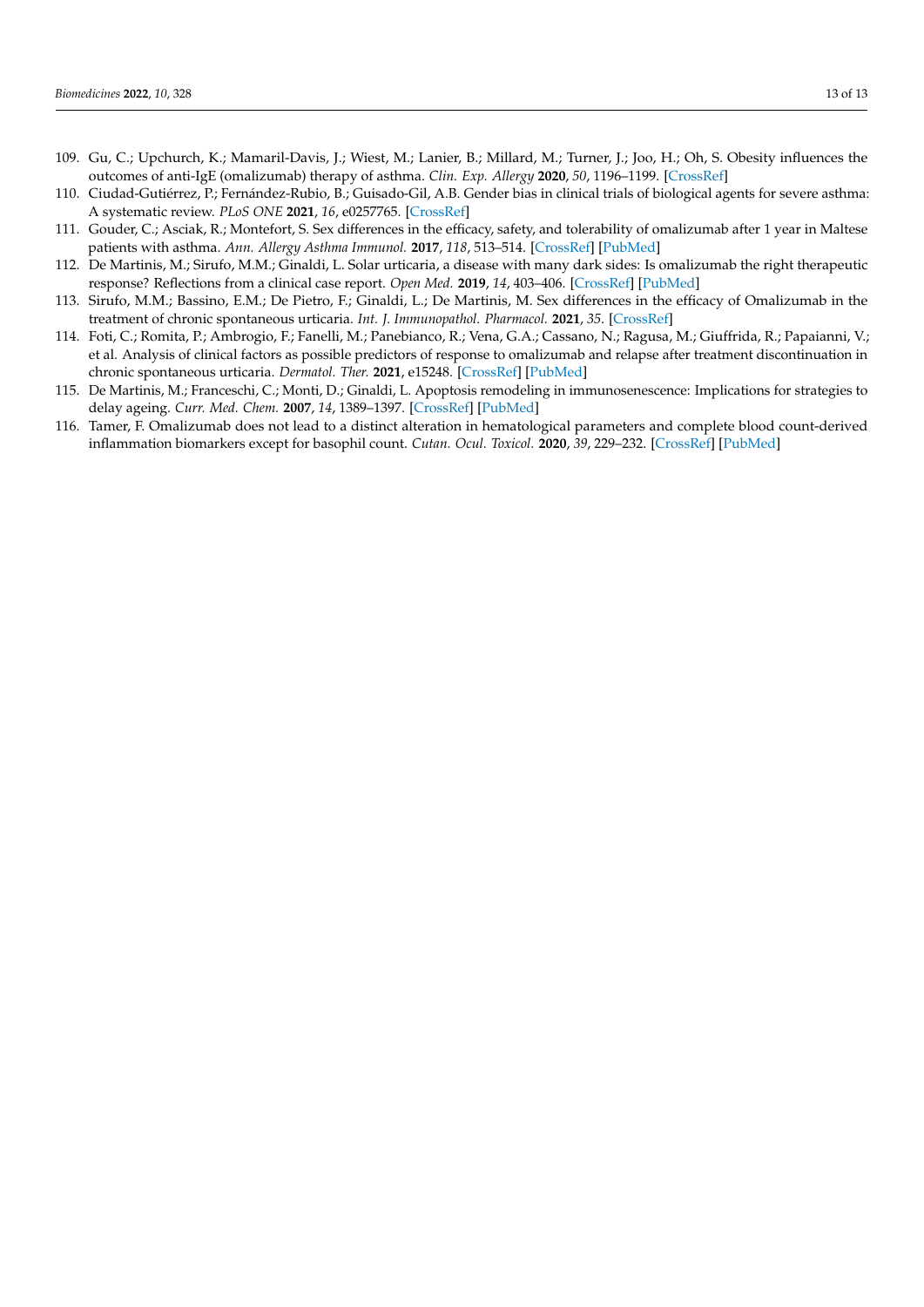109. Gu, C.; Upchurch, K.; Mamaril-Davis, J.; Wiest, M.; Lanier, B.; Millard, M.; Turner, J.; Joo, H.; Oh, S. Obesity influences the outcomes of anti-IgE (omalizumab) therapy of asthma. *Clin. Exp. Allergy* **2020**, *50*, 1196–1199. [CrossRef]
110. Ciudad-Gutiérrez, P.; Fernández-Rubio, B.; Guisado-Gil, A.B. Gender bias in clinical trials of biological agents for severe asthma: A systematic review. *PLoS ONE* **2021**, *16*, e0257765. [CrossRef]
111. Gouder, C.; Asciak, R.; Montefort, S. Sex differences in the efficacy, safety, and tolerability of omalizumab after 1 year in Maltese patients with asthma. *Ann. Allergy Asthma Immunol.* **2017**, *118*, 513–514. [CrossRef] [PubMed]
112. De Martinis, M.; Sirufo, M.M.; Ginaldi, L. Solar urticaria, a disease with many dark sides: Is omalizumab the right therapeutic response? Reflections from a clinical case report. *Open Med.* **2019**, *14*, 403–406. [CrossRef] [PubMed]
113. Sirufo, M.M.; Bassino, E.M.; De Pietro, F.; Ginaldi, L.; De Martinis, M. Sex differences in the efficacy of Omalizumab in the treatment of chronic spontaneous urticaria. *Int. J. Immunopathol. Pharmacol.* **2021**, *35*. [CrossRef]
114. Foti, C.; Romita, P.; Ambrogio, F.; Fanelli, M.; Panebianco, R.; Vena, G.A.; Cassano, N.; Ragusa, M.; Giuffrida, R.; Papaianni, V.; et al. Analysis of clinical factors as possible predictors of response to omalizumab and relapse after treatment discontinuation in chronic spontaneous urticaria. *Dermatol. Ther.* **2021**, e15248. [CrossRef] [PubMed]
115. De Martinis, M.; Franceschi, C.; Monti, D.; Ginaldi, L. Apoptosis remodeling in immunosenescence: Implications for strategies to delay ageing. *Curr. Med. Chem.* **2007**, *14*, 1389–1397. [CrossRef] [PubMed]
116. Tamer, F. Omalizumab does not lead to a distinct alteration in hematological parameters and complete blood count-derived inflammation biomarkers except for basophil count. *Cutan. Ocul. Toxicol.* **2020**, *39*, 229–232. [CrossRef] [PubMed]